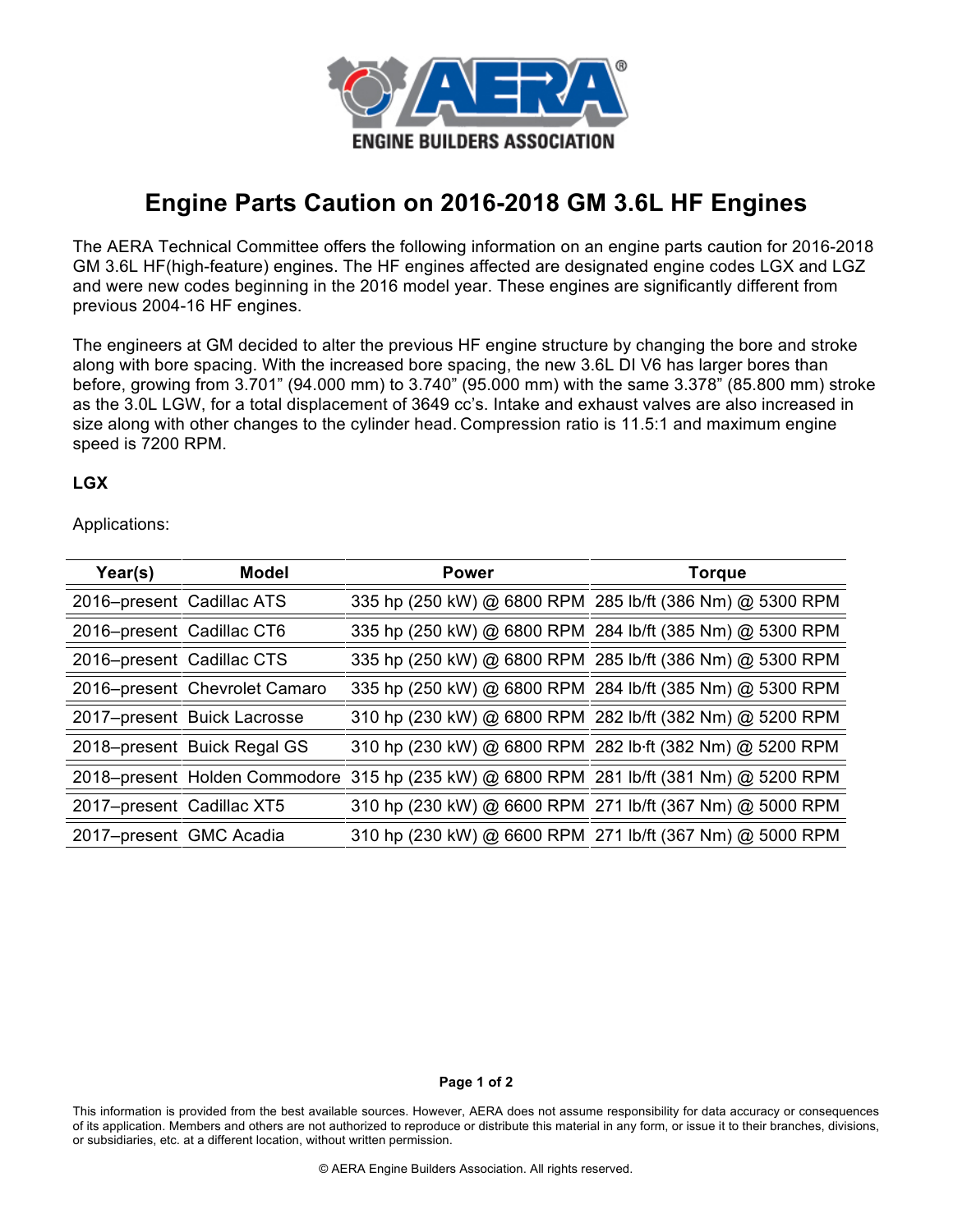# Engine Parts Caution on 2016-2018 GM 3.6L HF Engines

The AERA Technical Committee offers the following information on an engine parts caution for 2016-2018 GM 3.6L HF(high-feature) engines. The HF engines affected are designated engine codes LGX and LGZ and were new codes beginning in the 2016 model year. These engines are significantly different from previous 2004-16 HF engines.

The engineers at GM decided to alter the previous HF engine structure by changing the bore and stroke along with bore spacing. With the increased bore spacing, the new 3.6L DI V6 has larger bores than before, growing from 3.701" (94.000 mm) to 3.740" (95.000 mm) with the same 3.378" (85.800 mm) stroke as the 3.0L LGW, for a total displacement of 3649 cc's. Intake and exhaust valves are also increased in size along with other changes to the cylinder head. Compression ratio is 11.5:1 and maximum engine speed is 7200 RPM.

**LGX**

Applications:

| Year(s) | Model | Power | Torque |
|---|---|---|---|
| 2016–present | Cadillac ATS | 335 hp (250 kW) @ 6800 RPM | 285 lb/ft (386 Nm) @ 5300 RPM |
| 2016–present | Cadillac CT6 | 335 hp (250 kW) @ 6800 RPM | 284 lb/ft (385 Nm) @ 5300 RPM |
| 2016–present | Cadillac CTS | 335 hp (250 kW) @ 6800 RPM | 285 lb/ft (386 Nm) @ 5300 RPM |
| 2016–present | Chevrolet Camaro | 335 hp (250 kW) @ 6800 RPM | 284 lb/ft (385 Nm) @ 5300 RPM |
| 2017–present | Buick Lacrosse | 310 hp (230 kW) @ 6800 RPM | 282 lb/ft (382 Nm) @ 5200 RPM |
| 2018–present | Buick Regal GS | 310 hp (230 kW) @ 6800 RPM | 282 lb·ft (382 Nm) @ 5200 RPM |
| 2018–present | Holden Commodore | 315 hp (235 kW) @ 6800 RPM | 281 lb/ft (381 Nm) @ 5200 RPM |
| 2017–present | Cadillac XT5 | 310 hp (230 kW) @ 6600 RPM | 271 lb/ft (367 Nm) @ 5000 RPM |
| 2017–present | GMC Acadia | 310 hp (230 kW) @ 6600 RPM | 271 lb/ft (367 Nm) @ 5000 RPM |

This information is provided from the best available sources. However, AERA does not assume responsibility for data accuracy or consequences of its application. Members and others are not authorized to reproduce or distribute this material in any form, or issue it to their branches, divisions, or subsidiaries, etc. at a different location, without written permission.

© AERA Engine Builders Association. All rights reserved.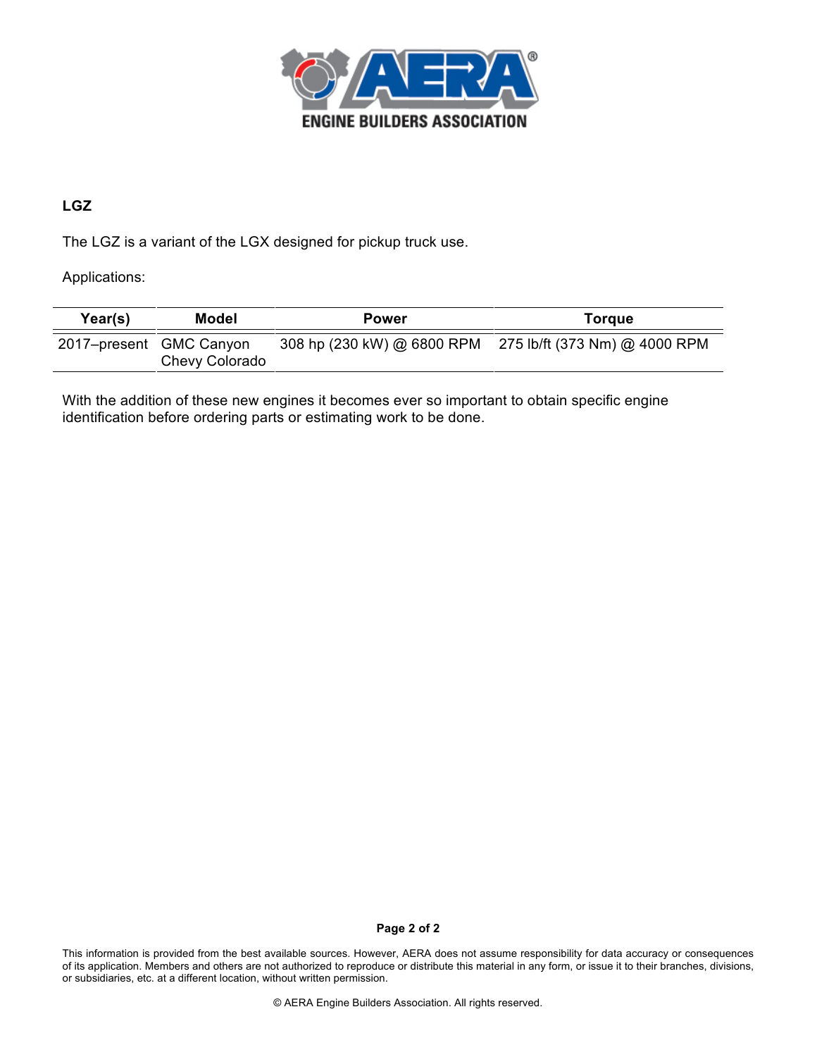**LGZ**

The LGZ is a variant of the LGX designed for pickup truck use.

Applications:

| Year(s) | Model | Power | Torque |
|---|---|---|---|
| 2017–present | GMC Canyon<br>Chevy Colorado | 308 hp (230 kW) @ 6800 RPM | 275 lb/ft (373 Nm) @ 4000 RPM |

With the addition of these new engines it becomes ever so important to obtain specific engine identification before ordering parts or estimating work to be done.

This information is provided from the best available sources. However, AERA does not assume responsibility for data accuracy or consequences of its application. Members and others are not authorized to reproduce or distribute this material in any form, or issue it to their branches, divisions, or subsidiaries, etc. at a different location, without written permission.

© AERA Engine Builders Association. All rights reserved.